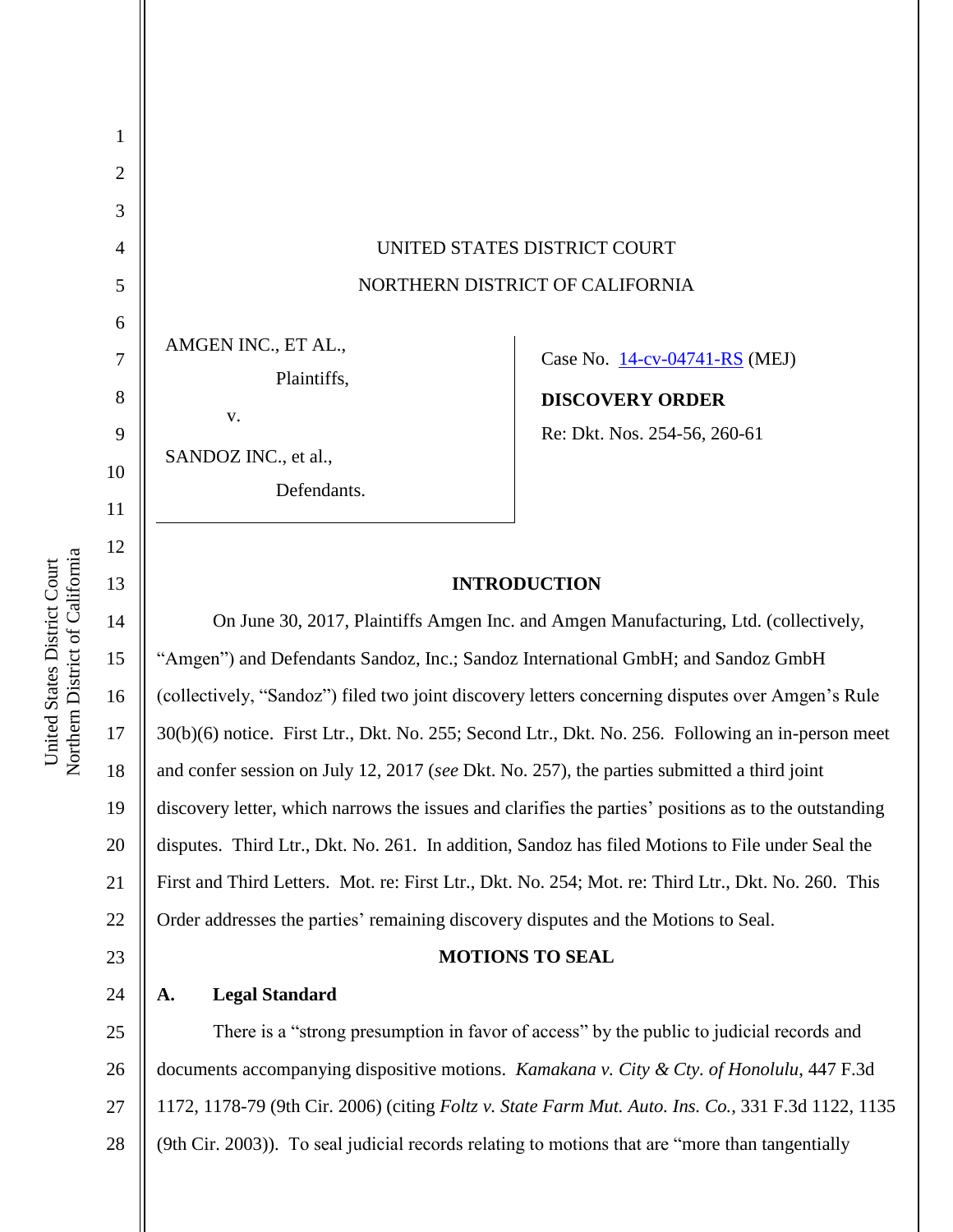UNITED STATES DISTRICT COURT
NORTHERN DISTRICT OF CALIFORNIA

| | |
|---|---|
| AMGEN INC., ET AL.,<br>Plaintiffs,<br>v.<br>SANDOZ INC., et al.,<br>Defendants. | Case No. 14-cv-04741-RS (MEJ)<br>**DISCOVERY ORDER**<br>Re: Dkt. Nos. 254-56, 260-61 |

## INTRODUCTION

On June 30, 2017, Plaintiffs Amgen Inc. and Amgen Manufacturing, Ltd. (collectively, "Amgen") and Defendants Sandoz, Inc.; Sandoz International GmbH; and Sandoz GmbH (collectively, "Sandoz") filed two joint discovery letters concerning disputes over Amgen's Rule 30(b)(6) notice. First Ltr., Dkt. No. 255; Second Ltr., Dkt. No. 256. Following an in-person meet and confer session on July 12, 2017 (*see* Dkt. No. 257), the parties submitted a third joint discovery letter, which narrows the issues and clarifies the parties' positions as to the outstanding disputes. Third Ltr., Dkt. No. 261. In addition, Sandoz has filed Motions to File under Seal the First and Third Letters. Mot. re: First Ltr., Dkt. No. 254; Mot. re: Third Ltr., Dkt. No. 260. This Order addresses the parties' remaining discovery disputes and the Motions to Seal.

## MOTIONS TO SEAL

### A. Legal Standard

There is a "strong presumption in favor of access" by the public to judicial records and documents accompanying dispositive motions. *Kamakana v. City & Cty. of Honolulu*, 447 F.3d 1172, 1178-79 (9th Cir. 2006) (citing *Foltz v. State Farm Mut. Auto. Ins. Co.*, 331 F.3d 1122, 1135 (9th Cir. 2003)). To seal judicial records relating to motions that are "more than tangentially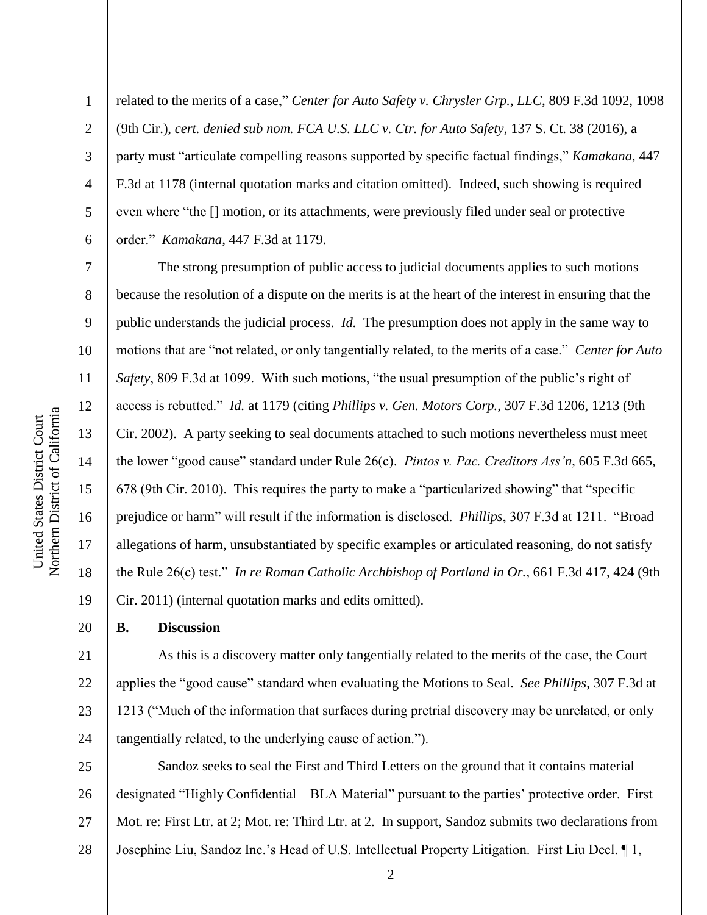related to the merits of a case," *Center for Auto Safety v. Chrysler Grp., LLC*, 809 F.3d 1092, 1098 (9th Cir.), *cert. denied sub nom. FCA U.S. LLC v. Ctr. for Auto Safety*, 137 S. Ct. 38 (2016), a party must "articulate compelling reasons supported by specific factual findings," *Kamakana*, 447 F.3d at 1178 (internal quotation marks and citation omitted). Indeed, such showing is required even where "the [] motion, or its attachments, were previously filed under seal or protective order." *Kamakana*, 447 F.3d at 1179.

The strong presumption of public access to judicial documents applies to such motions because the resolution of a dispute on the merits is at the heart of the interest in ensuring that the public understands the judicial process. *Id.* The presumption does not apply in the same way to motions that are "not related, or only tangentially related, to the merits of a case." *Center for Auto Safety*, 809 F.3d at 1099. With such motions, "the usual presumption of the public's right of access is rebutted." *Id.* at 1179 (citing *Phillips v. Gen. Motors Corp.*, 307 F.3d 1206, 1213 (9th Cir. 2002). A party seeking to seal documents attached to such motions nevertheless must meet the lower "good cause" standard under Rule 26(c). *Pintos v. Pac. Creditors Ass'n*, 605 F.3d 665, 678 (9th Cir. 2010). This requires the party to make a "particularized showing" that "specific prejudice or harm" will result if the information is disclosed. *Phillips*, 307 F.3d at 1211. "Broad allegations of harm, unsubstantiated by specific examples or articulated reasoning, do not satisfy the Rule 26(c) test." *In re Roman Catholic Archbishop of Portland in Or.*, 661 F.3d 417, 424 (9th Cir. 2011) (internal quotation marks and edits omitted).

**B. Discussion**

As this is a discovery matter only tangentially related to the merits of the case, the Court applies the "good cause" standard when evaluating the Motions to Seal. *See Phillips*, 307 F.3d at 1213 ("Much of the information that surfaces during pretrial discovery may be unrelated, or only tangentially related, to the underlying cause of action.").

Sandoz seeks to seal the First and Third Letters on the ground that it contains material designated "Highly Confidential – BLA Material" pursuant to the parties' protective order. First Mot. re: First Ltr. at 2; Mot. re: Third Ltr. at 2. In support, Sandoz submits two declarations from Josephine Liu, Sandoz Inc.'s Head of U.S. Intellectual Property Litigation. First Liu Decl. ¶ 1,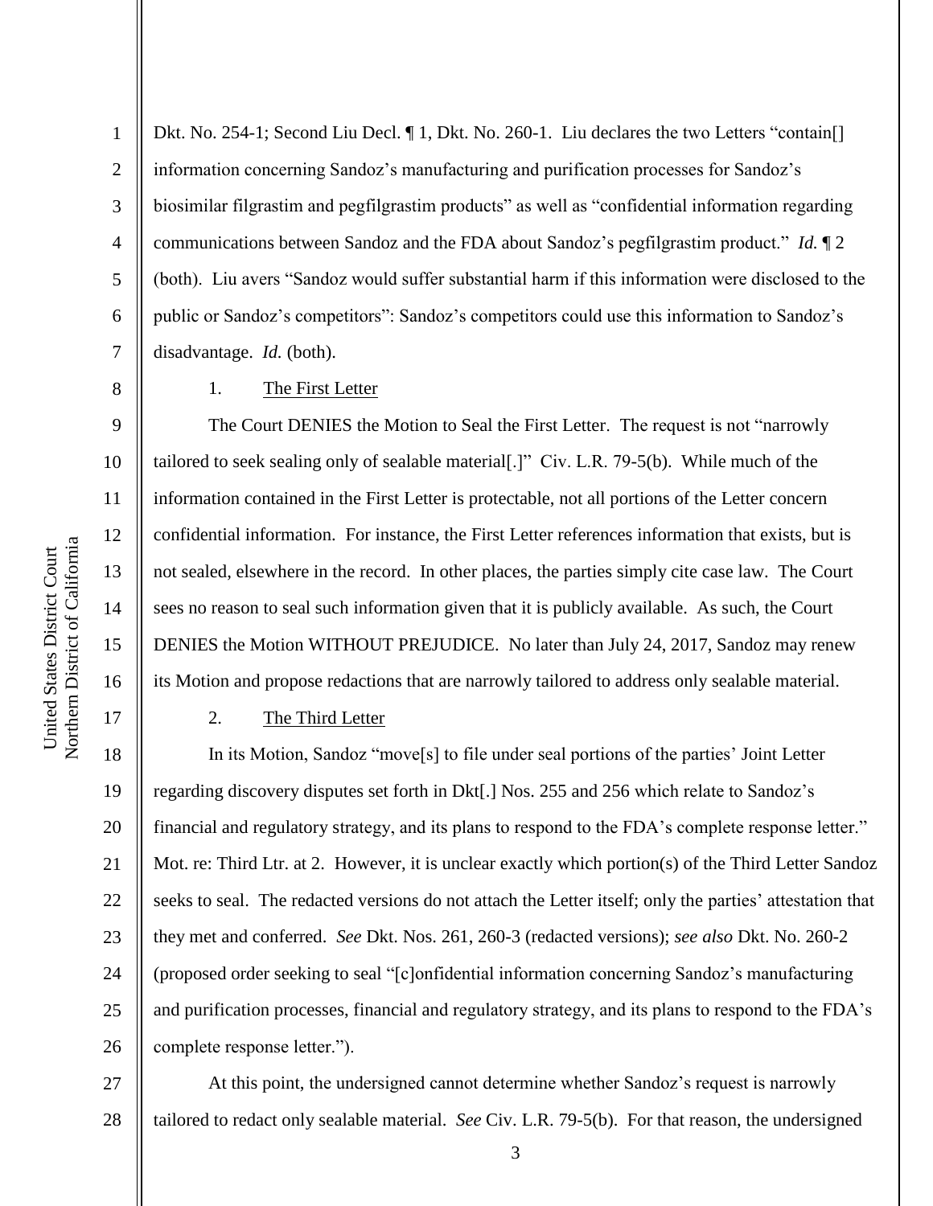Dkt. No. 254-1; Second Liu Decl. ¶ 1, Dkt. No. 260-1. Liu declares the two Letters "contain[] information concerning Sandoz's manufacturing and purification processes for Sandoz's biosimilar filgrastim and pegfilgrastim products" as well as "confidential information regarding communications between Sandoz and the FDA about Sandoz's pegfilgrastim product." *Id.* ¶ 2 (both). Liu avers "Sandoz would suffer substantial harm if this information were disclosed to the public or Sandoz's competitors": Sandoz's competitors could use this information to Sandoz's disadvantage. *Id.* (both).

1. <u>The First Letter</u>

The Court DENIES the Motion to Seal the First Letter. The request is not "narrowly tailored to seek sealing only of sealable material[.]" Civ. L.R. 79-5(b). While much of the information contained in the First Letter is protectable, not all portions of the Letter concern confidential information. For instance, the First Letter references information that exists, but is not sealed, elsewhere in the record. In other places, the parties simply cite case law. The Court sees no reason to seal such information given that it is publicly available. As such, the Court DENIES the Motion WITHOUT PREJUDICE. No later than July 24, 2017, Sandoz may renew its Motion and propose redactions that are narrowly tailored to address only sealable material.

2. <u>The Third Letter</u>

In its Motion, Sandoz "move[s] to file under seal portions of the parties' Joint Letter regarding discovery disputes set forth in Dkt[.] Nos. 255 and 256 which relate to Sandoz's financial and regulatory strategy, and its plans to respond to the FDA's complete response letter." Mot. re: Third Ltr. at 2. However, it is unclear exactly which portion(s) of the Third Letter Sandoz seeks to seal. The redacted versions do not attach the Letter itself; only the parties' attestation that they met and conferred. *See* Dkt. Nos. 261, 260-3 (redacted versions); *see also* Dkt. No. 260-2 (proposed order seeking to seal "[c]onfidential information concerning Sandoz's manufacturing and purification processes, financial and regulatory strategy, and its plans to respond to the FDA's complete response letter.").

At this point, the undersigned cannot determine whether Sandoz's request is narrowly tailored to redact only sealable material. *See* Civ. L.R. 79-5(b). For that reason, the undersigned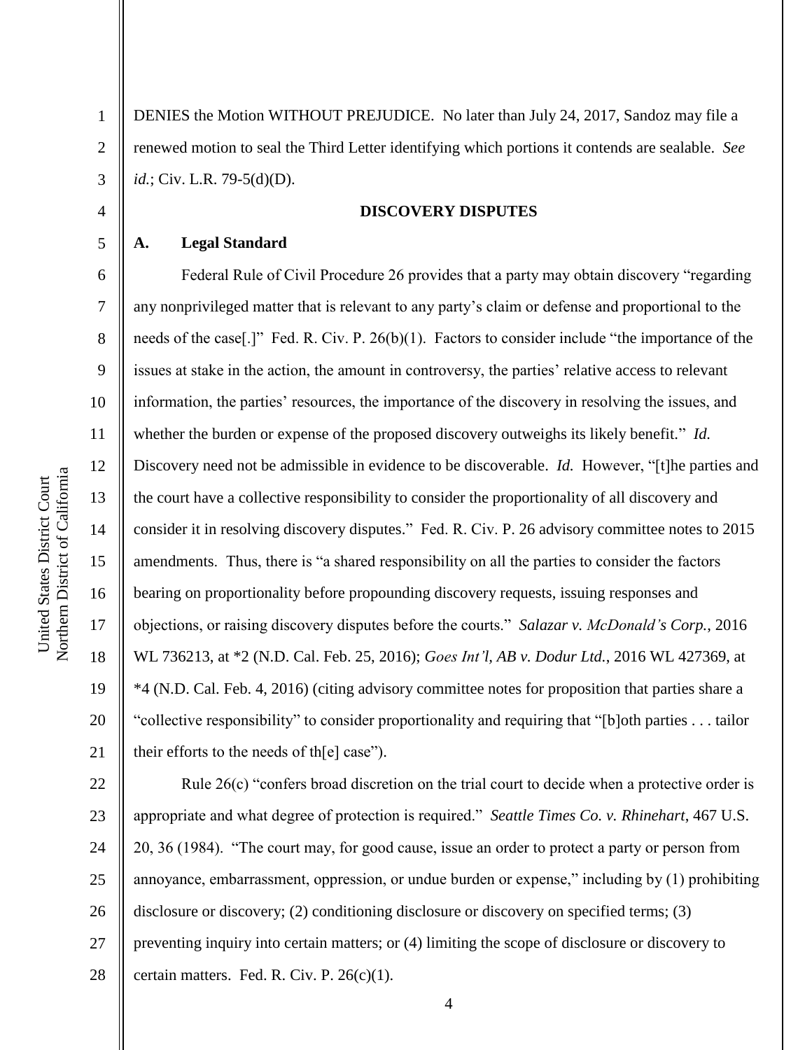DENIES the Motion WITHOUT PREJUDICE. No later than July 24, 2017, Sandoz may file a renewed motion to seal the Third Letter identifying which portions it contends are sealable. *See id.*; Civ. L.R. 79-5(d)(D).

## DISCOVERY DISPUTES

### A. Legal Standard

Federal Rule of Civil Procedure 26 provides that a party may obtain discovery "regarding any nonprivileged matter that is relevant to any party's claim or defense and proportional to the needs of the case[.]" Fed. R. Civ. P. 26(b)(1). Factors to consider include "the importance of the issues at stake in the action, the amount in controversy, the parties' relative access to relevant information, the parties' resources, the importance of the discovery in resolving the issues, and whether the burden or expense of the proposed discovery outweighs its likely benefit." *Id.* Discovery need not be admissible in evidence to be discoverable. *Id.* However, "[t]he parties and the court have a collective responsibility to consider the proportionality of all discovery and consider it in resolving discovery disputes." Fed. R. Civ. P. 26 advisory committee notes to 2015 amendments. Thus, there is "a shared responsibility on all the parties to consider the factors bearing on proportionality before propounding discovery requests, issuing responses and objections, or raising discovery disputes before the courts." *Salazar v. McDonald's Corp.*, 2016 WL 736213, at *2 (N.D. Cal. Feb. 25, 2016); *Goes Int'l, AB v. Dodur Ltd.*, 2016 WL 427369, at *4 (N.D. Cal. Feb. 4, 2016) (citing advisory committee notes for proposition that parties share a "collective responsibility" to consider proportionality and requiring that "[b]oth parties . . . tailor their efforts to the needs of th[e] case").

Rule 26(c) "confers broad discretion on the trial court to decide when a protective order is appropriate and what degree of protection is required." *Seattle Times Co. v. Rhinehart*, 467 U.S. 20, 36 (1984). "The court may, for good cause, issue an order to protect a party or person from annoyance, embarrassment, oppression, or undue burden or expense," including by (1) prohibiting disclosure or discovery; (2) conditioning disclosure or discovery on specified terms; (3) preventing inquiry into certain matters; or (4) limiting the scope of disclosure or discovery to certain matters. Fed. R. Civ. P. 26(c)(1).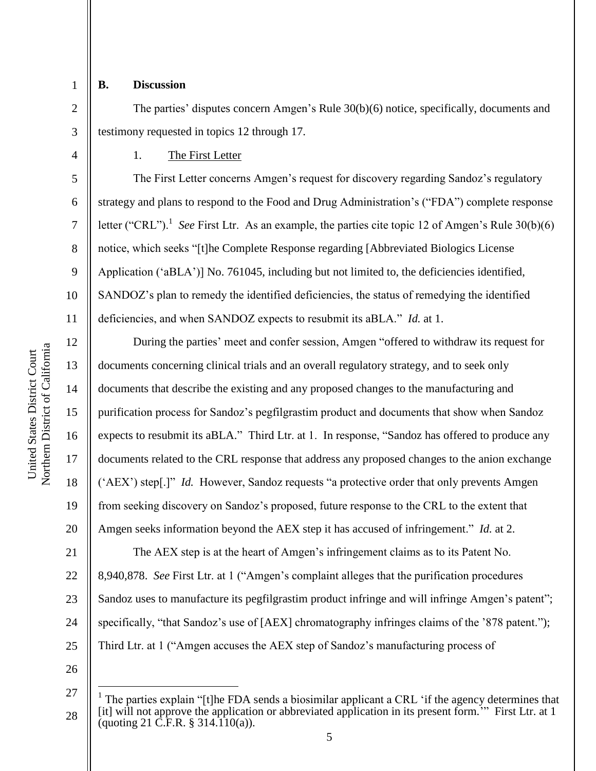### B. Discussion

The parties' disputes concern Amgen's Rule 30(b)(6) notice, specifically, documents and testimony requested in topics 12 through 17.

1. The First Letter

The First Letter concerns Amgen's request for discovery regarding Sandoz's regulatory strategy and plans to respond to the Food and Drug Administration's ("FDA") complete response letter ("CRL").[1] *See* First Ltr. As an example, the parties cite topic 12 of Amgen's Rule 30(b)(6) notice, which seeks "[t]he Complete Response regarding [Abbreviated Biologics License Application ('aBLA')] No. 761045, including but not limited to, the deficiencies identified, SANDOZ's plan to remedy the identified deficiencies, the status of remedying the identified deficiencies, and when SANDOZ expects to resubmit its aBLA." *Id.* at 1.

During the parties' meet and confer session, Amgen "offered to withdraw its request for documents concerning clinical trials and an overall regulatory strategy, and to seek only documents that describe the existing and any proposed changes to the manufacturing and purification process for Sandoz's pegfilgrastim product and documents that show when Sandoz expects to resubmit its aBLA." Third Ltr. at 1. In response, "Sandoz has offered to produce any documents related to the CRL response that address any proposed changes to the anion exchange ('AEX') step[.]" *Id.* However, Sandoz requests "a protective order that only prevents Amgen from seeking discovery on Sandoz's proposed, future response to the CRL to the extent that Amgen seeks information beyond the AEX step it has accused of infringement." *Id.* at 2.

The AEX step is at the heart of Amgen's infringement claims as to its Patent No. 8,940,878. *See* First Ltr. at 1 ("Amgen's complaint alleges that the purification procedures Sandoz uses to manufacture its pegfilgrastim product infringe and will infringe Amgen's patent"; specifically, "that Sandoz's use of [AEX] chromatography infringes claims of the '878 patent."); Third Ltr. at 1 ("Amgen accuses the AEX step of Sandoz's manufacturing process of

[1] The parties explain "[t]he FDA sends a biosimilar applicant a CRL 'if the agency determines that [it] will not approve the application or abbreviated application in its present form.'" First Ltr. at 1 (quoting 21 C.F.R. § 314.110(a)).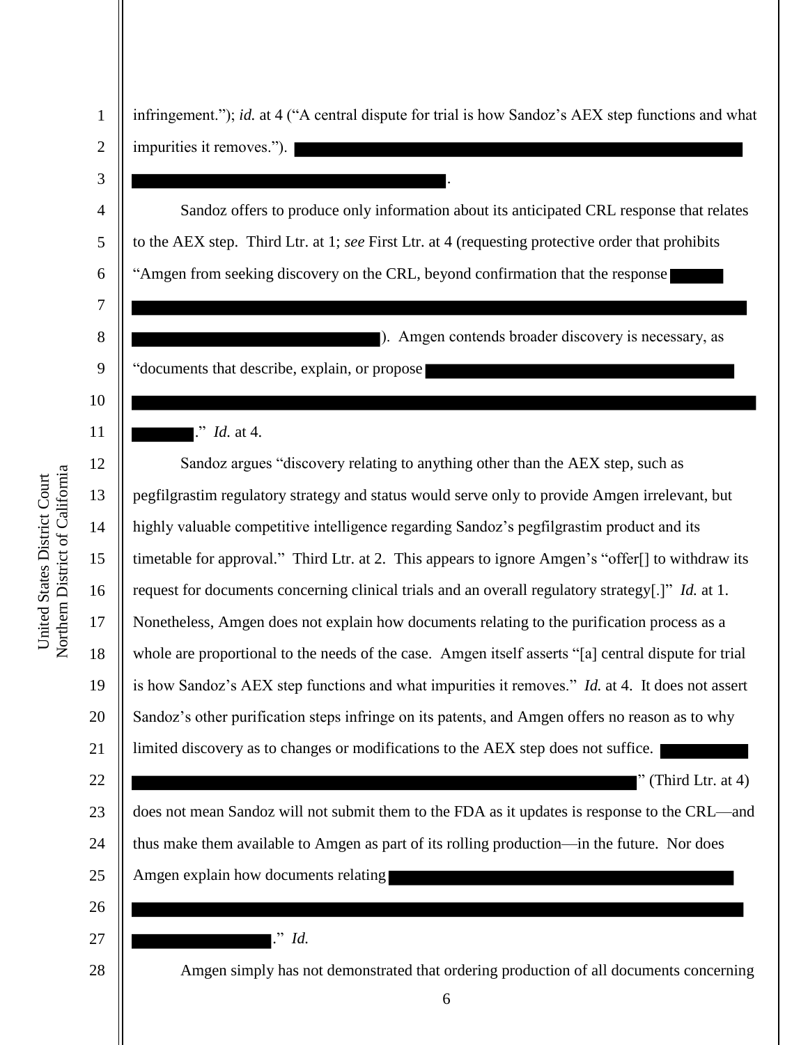infringement."); *id.* at 4 ("A central dispute for trial is how Sandoz's AEX step functions and what impurities it removes."). [REDACTED].

Sandoz offers to produce only information about its anticipated CRL response that relates to the AEX step. Third Ltr. at 1; *see* First Ltr. at 4 (requesting protective order that prohibits "Amgen from seeking discovery on the CRL, beyond confirmation that the response [REDACTED]). Amgen contends broader discovery is necessary, as "documents that describe, explain, or propose [REDACTED]." *Id.* at 4.

Sandoz argues "discovery relating to anything other than the AEX step, such as pegfilgrastim regulatory strategy and status would serve only to provide Amgen irrelevant, but highly valuable competitive intelligence regarding Sandoz's pegfilgrastim product and its timetable for approval." Third Ltr. at 2. This appears to ignore Amgen's "offer[] to withdraw its request for documents concerning clinical trials and an overall regulatory strategy[.]" *Id.* at 1. Nonetheless, Amgen does not explain how documents relating to the purification process as a whole are proportional to the needs of the case. Amgen itself asserts "[a] central dispute for trial is how Sandoz's AEX step functions and what impurities it removes." *Id.* at 4. It does not assert Sandoz's other purification steps infringe on its patents, and Amgen offers no reason as to why limited discovery as to changes or modifications to the AEX step does not suffice. [REDACTED]" (Third Ltr. at 4) does not mean Sandoz will not submit them to the FDA as it updates is response to the CRL—and thus make them available to Amgen as part of its rolling production—in the future. Nor does Amgen explain how documents relating [REDACTED]." *Id.*

Amgen simply has not demonstrated that ordering production of all documents concerning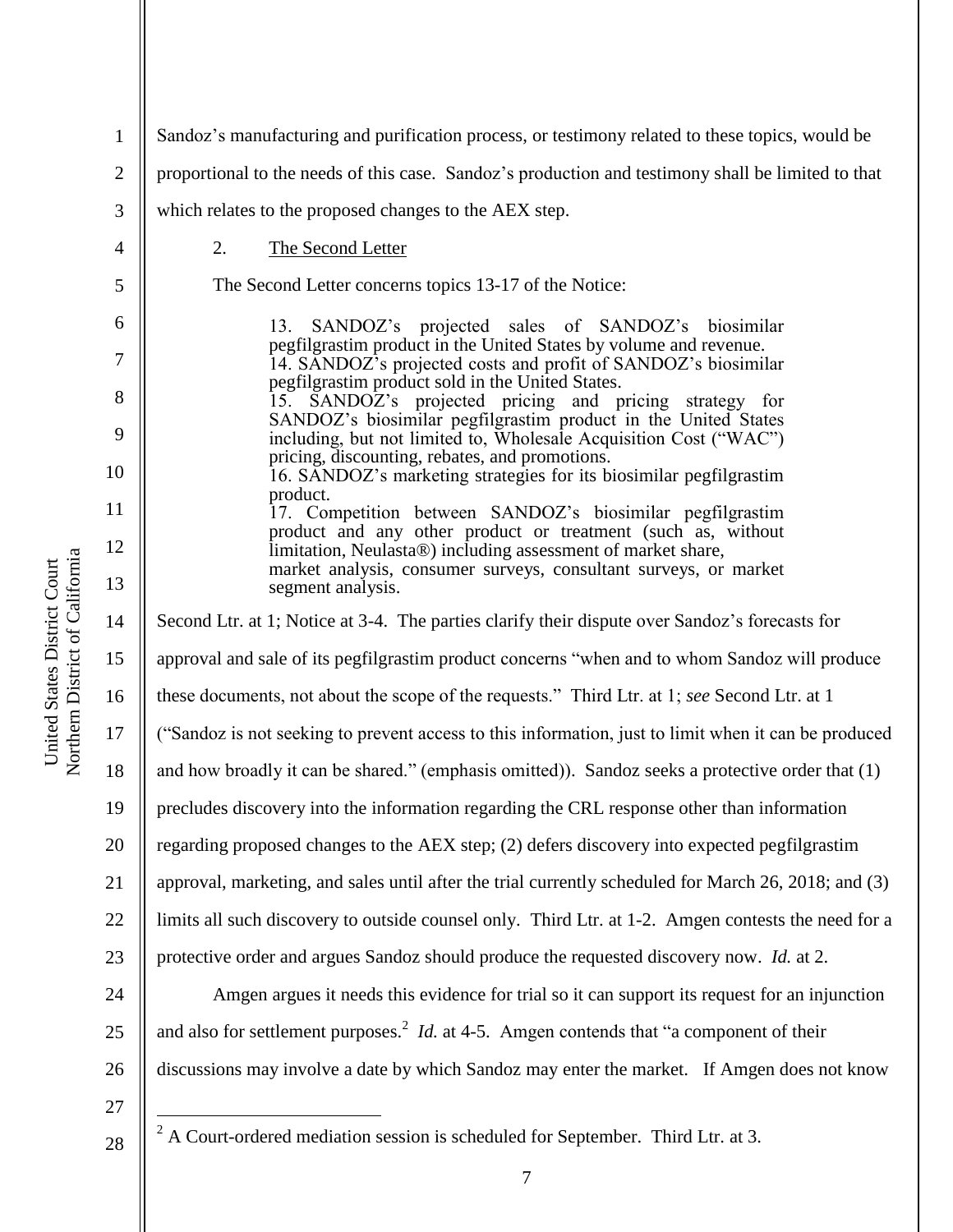Sandoz's manufacturing and purification process, or testimony related to these topics, would be proportional to the needs of this case. Sandoz's production and testimony shall be limited to that which relates to the proposed changes to the AEX step.

2. The Second Letter

The Second Letter concerns topics 13-17 of the Notice:

> 13. SANDOZ's projected sales of SANDOZ's biosimilar pegfilgrastim product in the United States by volume and revenue.
> 14. SANDOZ's projected costs and profit of SANDOZ's biosimilar pegfilgrastim product sold in the United States.
> 15. SANDOZ's projected pricing and pricing strategy for SANDOZ's biosimilar pegfilgrastim product in the United States including, but not limited to, Wholesale Acquisition Cost ("WAC") pricing, discounting, rebates, and promotions.
> 16. SANDOZ's marketing strategies for its biosimilar pegfilgrastim product.
> 17. Competition between SANDOZ's biosimilar pegfilgrastim product and any other product or treatment (such as, without limitation, Neulasta®) including assessment of market share, market analysis, consumer surveys, consultant surveys, or market segment analysis.

Second Ltr. at 1; Notice at 3-4. The parties clarify their dispute over Sandoz's forecasts for approval and sale of its pegfilgrastim product concerns "when and to whom Sandoz will produce these documents, not about the scope of the requests." Third Ltr. at 1; *see* Second Ltr. at 1 ("Sandoz is not seeking to prevent access to this information, just to limit when it can be produced and how broadly it can be shared." (emphasis omitted)). Sandoz seeks a protective order that (1) precludes discovery into the information regarding the CRL response other than information regarding proposed changes to the AEX step; (2) defers discovery into expected pegfilgrastim approval, marketing, and sales until after the trial currently scheduled for March 26, 2018; and (3) limits all such discovery to outside counsel only. Third Ltr. at 1-2. Amgen contests the need for a protective order and argues Sandoz should produce the requested discovery now. *Id.* at 2.

Amgen argues it needs this evidence for trial so it can support its request for an injunction and also for settlement purposes.[2] *Id.* at 4-5. Amgen contends that "a component of their discussions may involve a date by which Sandoz may enter the market. If Amgen does not know

---

[2] A Court-ordered mediation session is scheduled for September. Third Ltr. at 3.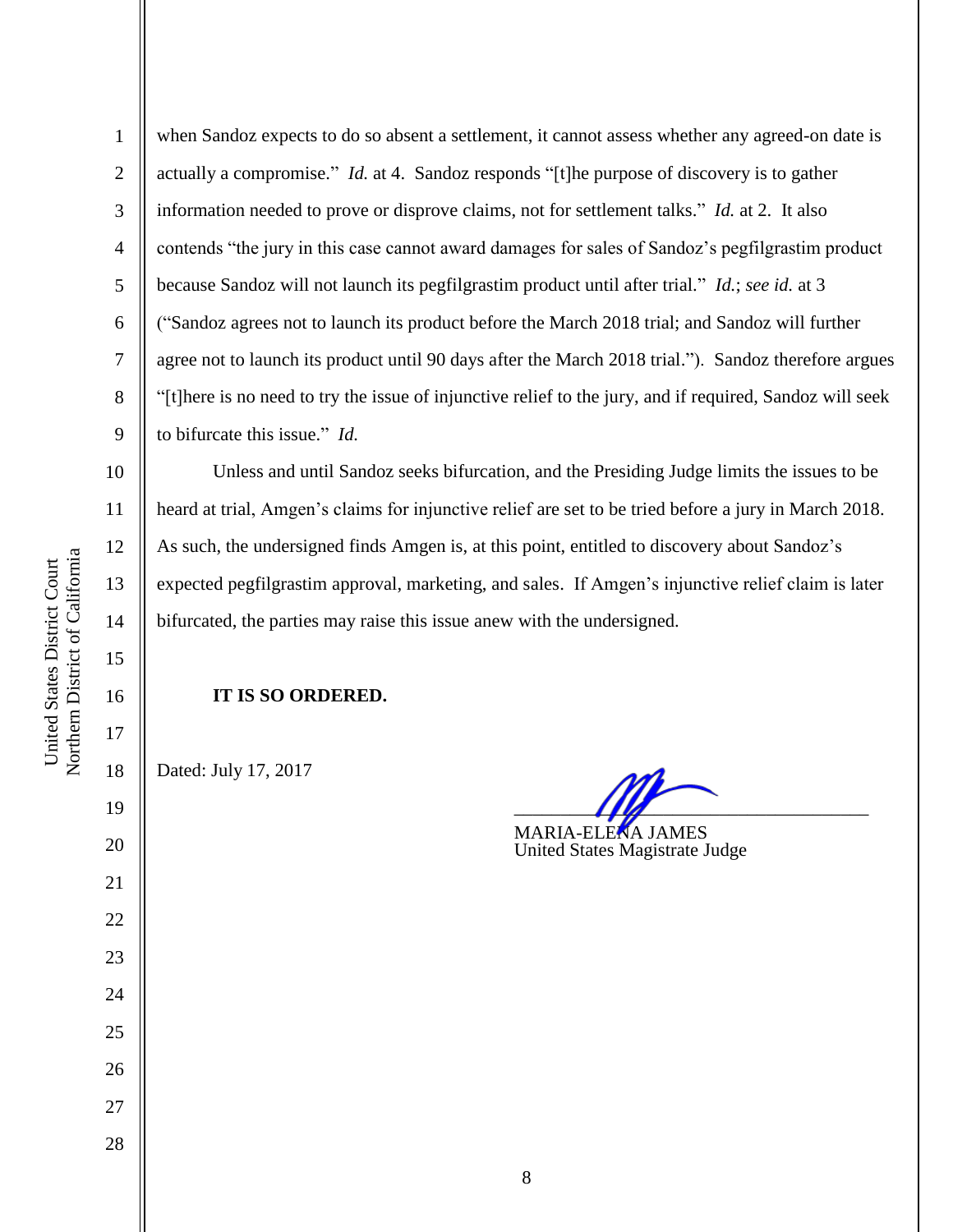when Sandoz expects to do so absent a settlement, it cannot assess whether any agreed-on date is actually a compromise." *Id.* at 4. Sandoz responds "[t]he purpose of discovery is to gather information needed to prove or disprove claims, not for settlement talks." *Id.* at 2. It also contends "the jury in this case cannot award damages for sales of Sandoz's pegfilgrastim product because Sandoz will not launch its pegfilgrastim product until after trial." *Id.*; *see id.* at 3 ("Sandoz agrees not to launch its product before the March 2018 trial; and Sandoz will further agree not to launch its product until 90 days after the March 2018 trial."). Sandoz therefore argues "[t]here is no need to try the issue of injunctive relief to the jury, and if required, Sandoz will seek to bifurcate this issue." *Id.*

Unless and until Sandoz seeks bifurcation, and the Presiding Judge limits the issues to be heard at trial, Amgen's claims for injunctive relief are set to be tried before a jury in March 2018. As such, the undersigned finds Amgen is, at this point, entitled to discovery about Sandoz's expected pegfilgrastim approval, marketing, and sales. If Amgen's injunctive relief claim is later bifurcated, the parties may raise this issue anew with the undersigned.

**IT IS SO ORDERED.**

Dated: July 17, 2017

MARIA-ELENA JAMES
United States Magistrate Judge